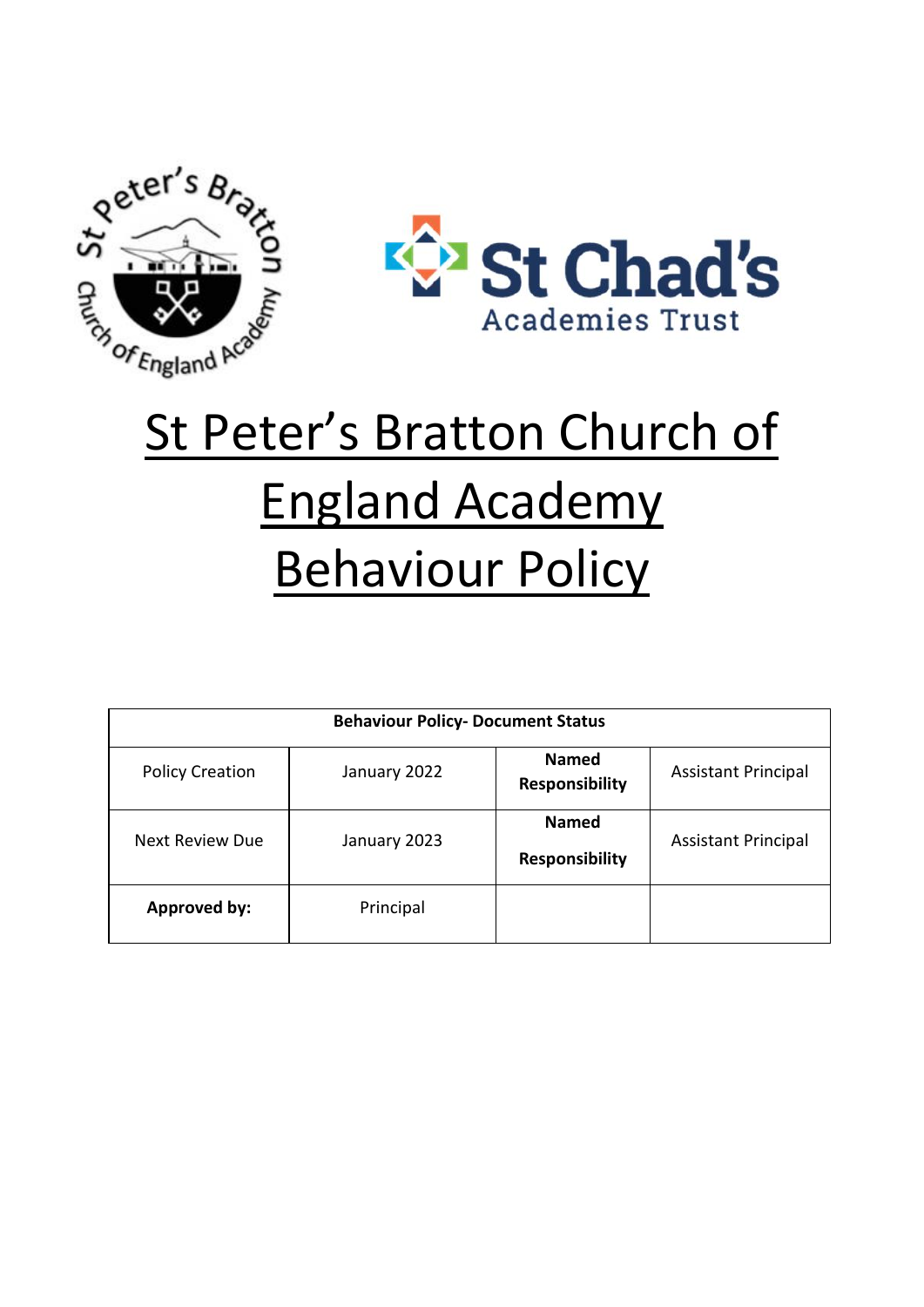# St Peter's Bratton Church of England Academy Behaviour Policy

| Behaviour Policy- Document Status | | | |
|---|---|---|---|
| Policy Creation | January 2022 | **Named Responsibility** | Assistant Principal |
| Next Review Due | January 2023 | **Named Responsibility** | Assistant Principal |
| **Approved by:** | Principal | | |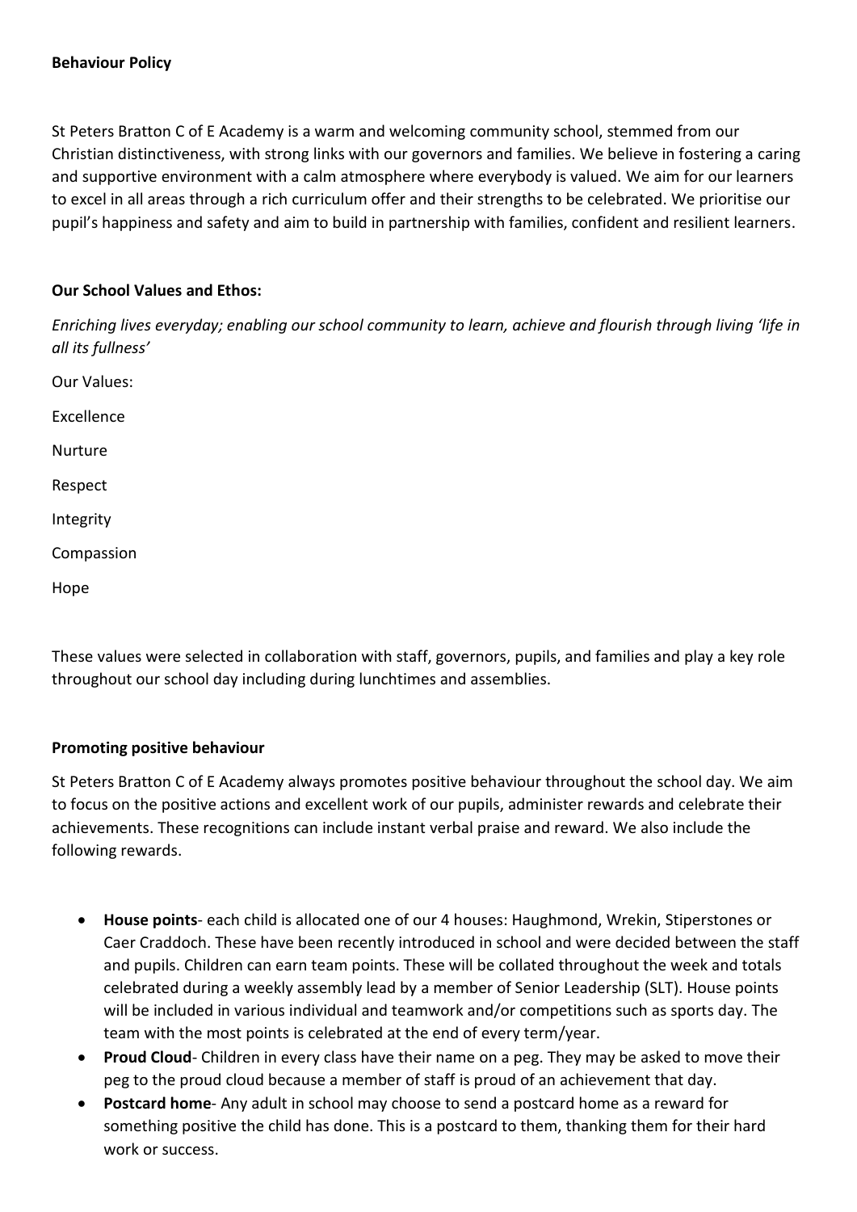**Behaviour Policy**

St Peters Bratton C of E Academy is a warm and welcoming community school, stemmed from our Christian distinctiveness, with strong links with our governors and families. We believe in fostering a caring and supportive environment with a calm atmosphere where everybody is valued. We aim for our learners to excel in all areas through a rich curriculum offer and their strengths to be celebrated. We prioritise our pupil's happiness and safety and aim to build in partnership with families, confident and resilient learners.

**Our School Values and Ethos:**

*Enriching lives everyday; enabling our school community to learn, achieve and flourish through living 'life in all its fullness'*

Our Values:

Excellence

Nurture

Respect

Integrity

Compassion

Hope

These values were selected in collaboration with staff, governors, pupils, and families and play a key role throughout our school day including during lunchtimes and assemblies.

**Promoting positive behaviour**

St Peters Bratton C of E Academy always promotes positive behaviour throughout the school day. We aim to focus on the positive actions and excellent work of our pupils, administer rewards and celebrate their achievements. These recognitions can include instant verbal praise and reward. We also include the following rewards.

- **House points**- each child is allocated one of our 4 houses: Haughmond, Wrekin, Stiperstones or Caer Craddoch. These have been recently introduced in school and were decided between the staff and pupils. Children can earn team points. These will be collated throughout the week and totals celebrated during a weekly assembly lead by a member of Senior Leadership (SLT). House points will be included in various individual and teamwork and/or competitions such as sports day. The team with the most points is celebrated at the end of every term/year.
- **Proud Cloud**- Children in every class have their name on a peg. They may be asked to move their peg to the proud cloud because a member of staff is proud of an achievement that day.
- **Postcard home**- Any adult in school may choose to send a postcard home as a reward for something positive the child has done. This is a postcard to them, thanking them for their hard work or success.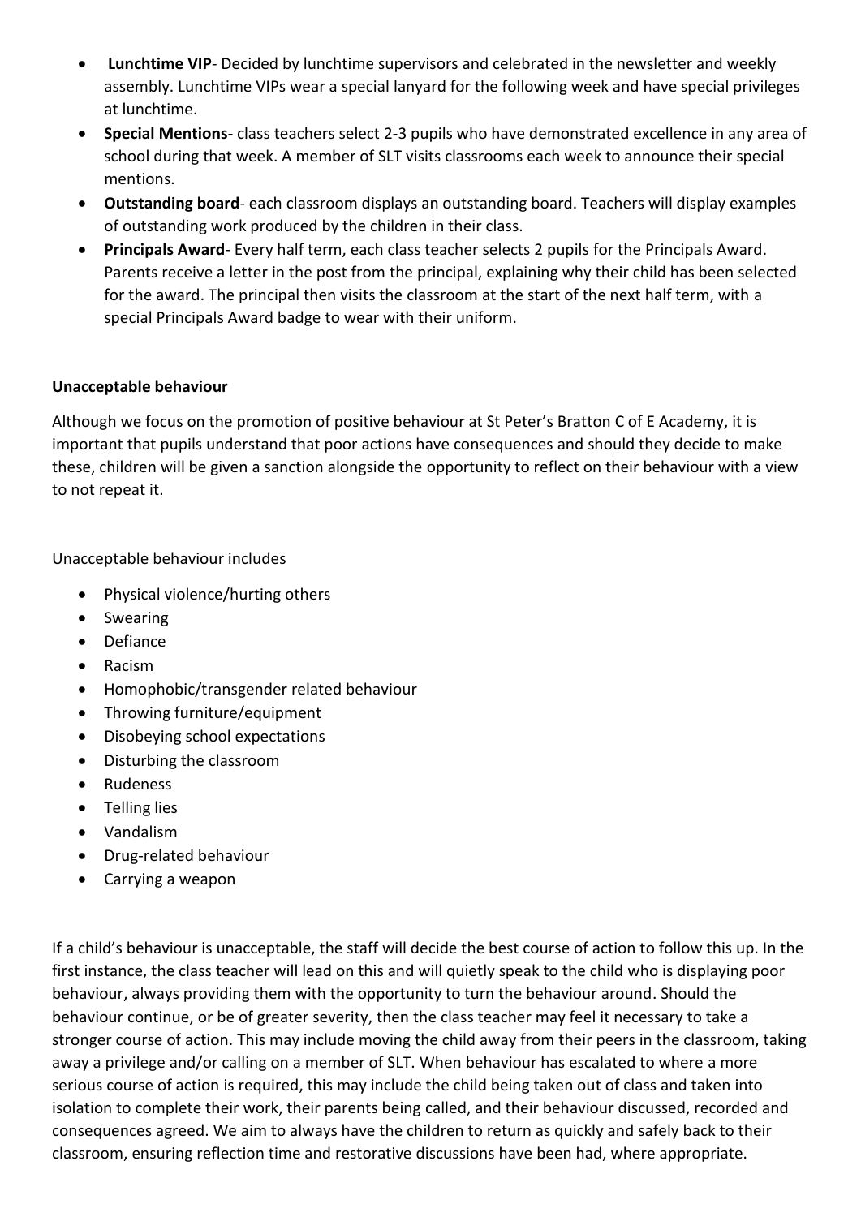- **Lunchtime VIP**- Decided by lunchtime supervisors and celebrated in the newsletter and weekly assembly. Lunchtime VIPs wear a special lanyard for the following week and have special privileges at lunchtime.
- **Special Mentions**- class teachers select 2-3 pupils who have demonstrated excellence in any area of school during that week. A member of SLT visits classrooms each week to announce their special mentions.
- **Outstanding board**- each classroom displays an outstanding board. Teachers will display examples of outstanding work produced by the children in their class.
- **Principals Award**- Every half term, each class teacher selects 2 pupils for the Principals Award. Parents receive a letter in the post from the principal, explaining why their child has been selected for the award. The principal then visits the classroom at the start of the next half term, with a special Principals Award badge to wear with their uniform.

**Unacceptable behaviour**

Although we focus on the promotion of positive behaviour at St Peter's Bratton C of E Academy, it is important that pupils understand that poor actions have consequences and should they decide to make these, children will be given a sanction alongside the opportunity to reflect on their behaviour with a view to not repeat it.

Unacceptable behaviour includes

- Physical violence/hurting others
- Swearing
- Defiance
- Racism
- Homophobic/transgender related behaviour
- Throwing furniture/equipment
- Disobeying school expectations
- Disturbing the classroom
- Rudeness
- Telling lies
- Vandalism
- Drug-related behaviour
- Carrying a weapon

If a child's behaviour is unacceptable, the staff will decide the best course of action to follow this up. In the first instance, the class teacher will lead on this and will quietly speak to the child who is displaying poor behaviour, always providing them with the opportunity to turn the behaviour around. Should the behaviour continue, or be of greater severity, then the class teacher may feel it necessary to take a stronger course of action. This may include moving the child away from their peers in the classroom, taking away a privilege and/or calling on a member of SLT. When behaviour has escalated to where a more serious course of action is required, this may include the child being taken out of class and taken into isolation to complete their work, their parents being called, and their behaviour discussed, recorded and consequences agreed. We aim to always have the children to return as quickly and safely back to their classroom, ensuring reflection time and restorative discussions have been had, where appropriate.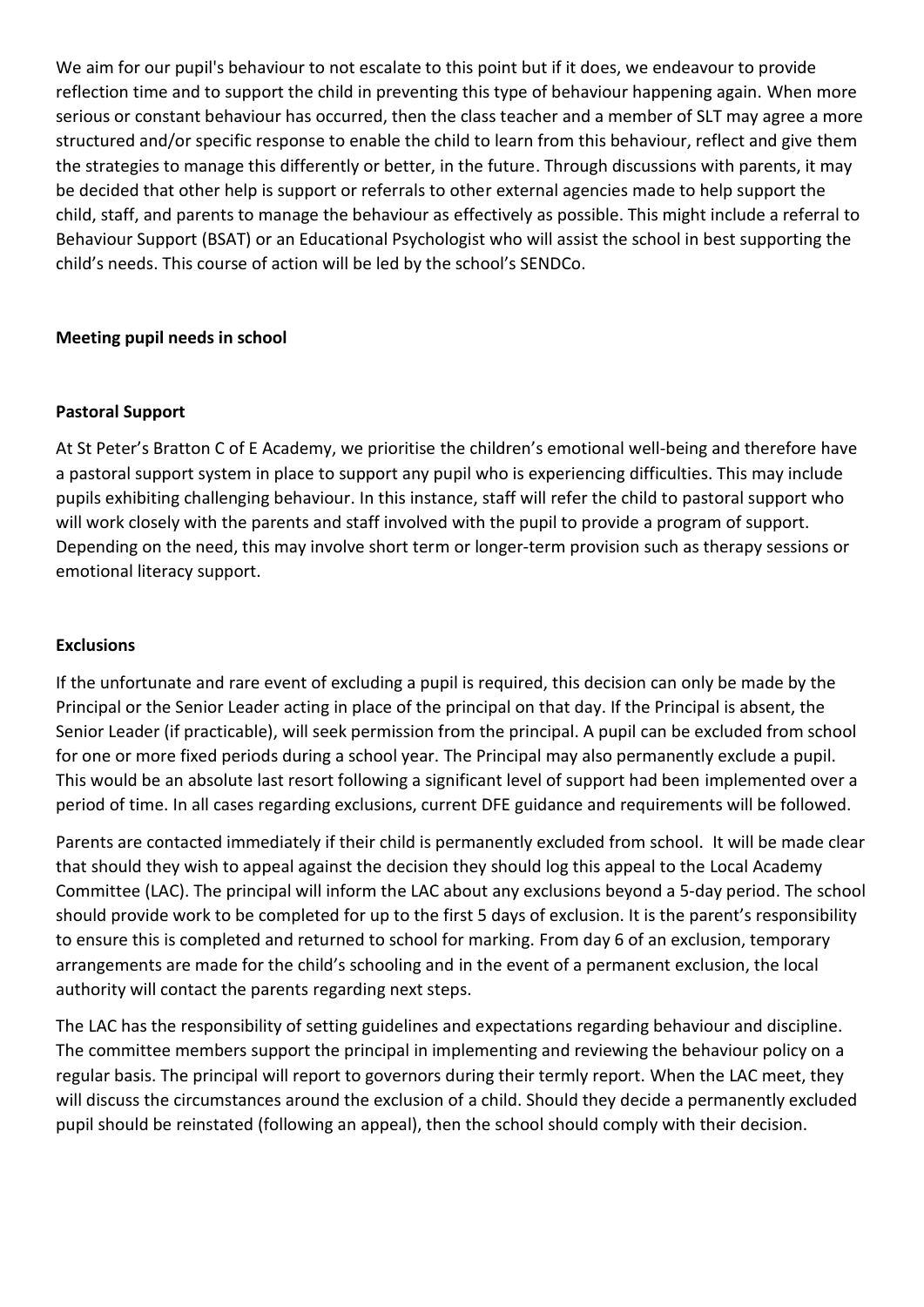We aim for our pupil's behaviour to not escalate to this point but if it does, we endeavour to provide reflection time and to support the child in preventing this type of behaviour happening again. When more serious or constant behaviour has occurred, then the class teacher and a member of SLT may agree a more structured and/or specific response to enable the child to learn from this behaviour, reflect and give them the strategies to manage this differently or better, in the future. Through discussions with parents, it may be decided that other help is support or referrals to other external agencies made to help support the child, staff, and parents to manage the behaviour as effectively as possible. This might include a referral to Behaviour Support (BSAT) or an Educational Psychologist who will assist the school in best supporting the child's needs. This course of action will be led by the school's SENDCo.

**Meeting pupil needs in school**

**Pastoral Support**

At St Peter's Bratton C of E Academy, we prioritise the children's emotional well-being and therefore have a pastoral support system in place to support any pupil who is experiencing difficulties. This may include pupils exhibiting challenging behaviour. In this instance, staff will refer the child to pastoral support who will work closely with the parents and staff involved with the pupil to provide a program of support. Depending on the need, this may involve short term or longer-term provision such as therapy sessions or emotional literacy support.

**Exclusions**

If the unfortunate and rare event of excluding a pupil is required, this decision can only be made by the Principal or the Senior Leader acting in place of the principal on that day. If the Principal is absent, the Senior Leader (if practicable), will seek permission from the principal. A pupil can be excluded from school for one or more fixed periods during a school year. The Principal may also permanently exclude a pupil. This would be an absolute last resort following a significant level of support had been implemented over a period of time. In all cases regarding exclusions, current DFE guidance and requirements will be followed.

Parents are contacted immediately if their child is permanently excluded from school. It will be made clear that should they wish to appeal against the decision they should log this appeal to the Local Academy Committee (LAC). The principal will inform the LAC about any exclusions beyond a 5-day period. The school should provide work to be completed for up to the first 5 days of exclusion. It is the parent's responsibility to ensure this is completed and returned to school for marking. From day 6 of an exclusion, temporary arrangements are made for the child's schooling and in the event of a permanent exclusion, the local authority will contact the parents regarding next steps.

The LAC has the responsibility of setting guidelines and expectations regarding behaviour and discipline. The committee members support the principal in implementing and reviewing the behaviour policy on a regular basis. The principal will report to governors during their termly report. When the LAC meet, they will discuss the circumstances around the exclusion of a child. Should they decide a permanently excluded pupil should be reinstated (following an appeal), then the school should comply with their decision.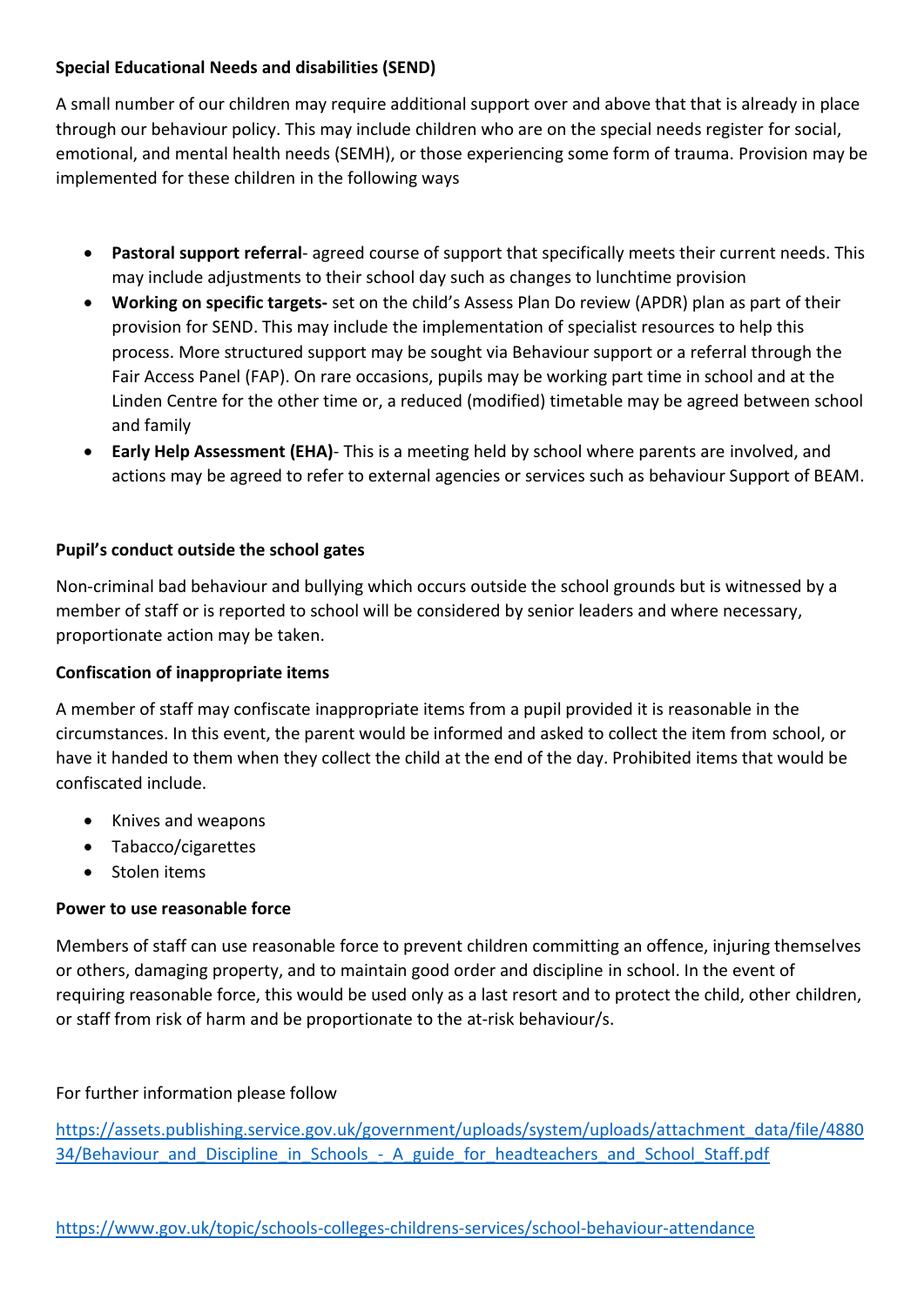**Special Educational Needs and disabilities (SEND)**

A small number of our children may require additional support over and above that that is already in place through our behaviour policy. This may include children who are on the special needs register for social, emotional, and mental health needs (SEMH), or those experiencing some form of trauma. Provision may be implemented for these children in the following ways

- **Pastoral support referral**- agreed course of support that specifically meets their current needs. This may include adjustments to their school day such as changes to lunchtime provision
- **Working on specific targets-** set on the child's Assess Plan Do review (APDR) plan as part of their provision for SEND. This may include the implementation of specialist resources to help this process. More structured support may be sought via Behaviour support or a referral through the Fair Access Panel (FAP). On rare occasions, pupils may be working part time in school and at the Linden Centre for the other time or, a reduced (modified) timetable may be agreed between school and family
- **Early Help Assessment (EHA)**- This is a meeting held by school where parents are involved, and actions may be agreed to refer to external agencies or services such as behaviour Support of BEAM.

**Pupil's conduct outside the school gates**

Non-criminal bad behaviour and bullying which occurs outside the school grounds but is witnessed by a member of staff or is reported to school will be considered by senior leaders and where necessary, proportionate action may be taken.

**Confiscation of inappropriate items**

A member of staff may confiscate inappropriate items from a pupil provided it is reasonable in the circumstances. In this event, the parent would be informed and asked to collect the item from school, or have it handed to them when they collect the child at the end of the day. Prohibited items that would be confiscated include.

- Knives and weapons
- Tabacco/cigarettes
- Stolen items

**Power to use reasonable force**

Members of staff can use reasonable force to prevent children committing an offence, injuring themselves or others, damaging property, and to maintain good order and discipline in school. In the event of requiring reasonable force, this would be used only as a last resort and to protect the child, other children, or staff from risk of harm and be proportionate to the at-risk behaviour/s.

For further information please follow

https://assets.publishing.service.gov.uk/government/uploads/system/uploads/attachment_data/file/488034/Behaviour_and_Discipline_in_Schools_-_A_guide_for_headteachers_and_School_Staff.pdf

https://www.gov.uk/topic/schools-colleges-childrens-services/school-behaviour-attendance